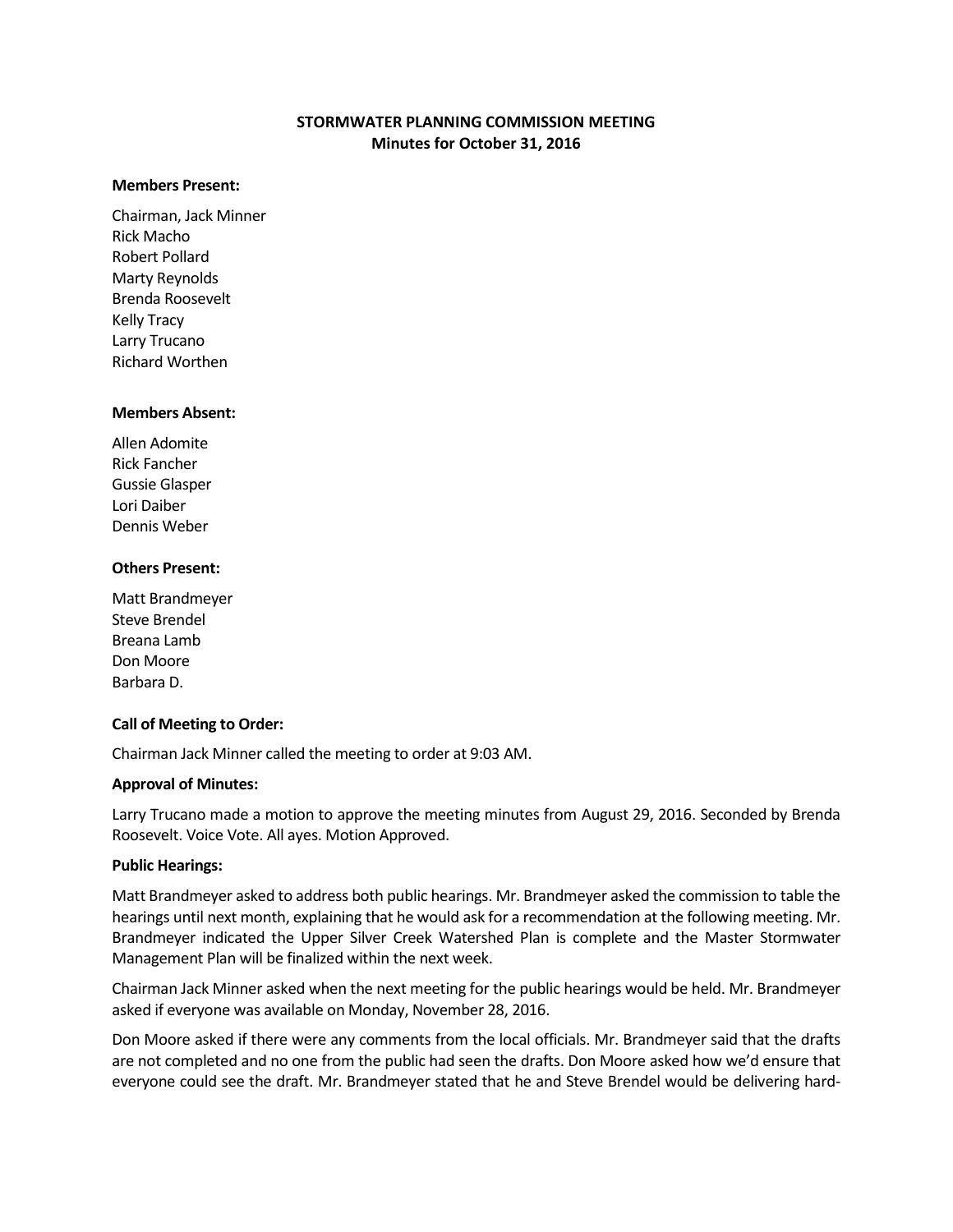# STORMWATER PLANNING COMMISSION MEETING
## Minutes for October 31, 2016

**Members Present:**

Chairman, Jack Minner
Rick Macho
Robert Pollard
Marty Reynolds
Brenda Roosevelt
Kelly Tracy
Larry Trucano
Richard Worthen

**Members Absent:**

Allen Adomite
Rick Fancher
Gussie Glasper
Lori Daiber
Dennis Weber

**Others Present:**

Matt Brandmeyer
Steve Brendel
Breana Lamb
Don Moore
Barbara D.

**Call of Meeting to Order:**

Chairman Jack Minner called the meeting to order at 9:03 AM.

**Approval of Minutes:**

Larry Trucano made a motion to approve the meeting minutes from August 29, 2016. Seconded by Brenda Roosevelt. Voice Vote. All ayes. Motion Approved.

**Public Hearings:**

Matt Brandmeyer asked to address both public hearings. Mr. Brandmeyer asked the commission to table the hearings until next month, explaining that he would ask for a recommendation at the following meeting. Mr. Brandmeyer indicated the Upper Silver Creek Watershed Plan is complete and the Master Stormwater Management Plan will be finalized within the next week.

Chairman Jack Minner asked when the next meeting for the public hearings would be held. Mr. Brandmeyer asked if everyone was available on Monday, November 28, 2016.

Don Moore asked if there were any comments from the local officials. Mr. Brandmeyer said that the drafts are not completed and no one from the public had seen the drafts. Don Moore asked how we'd ensure that everyone could see the draft. Mr. Brandmeyer stated that he and Steve Brendel would be delivering hard-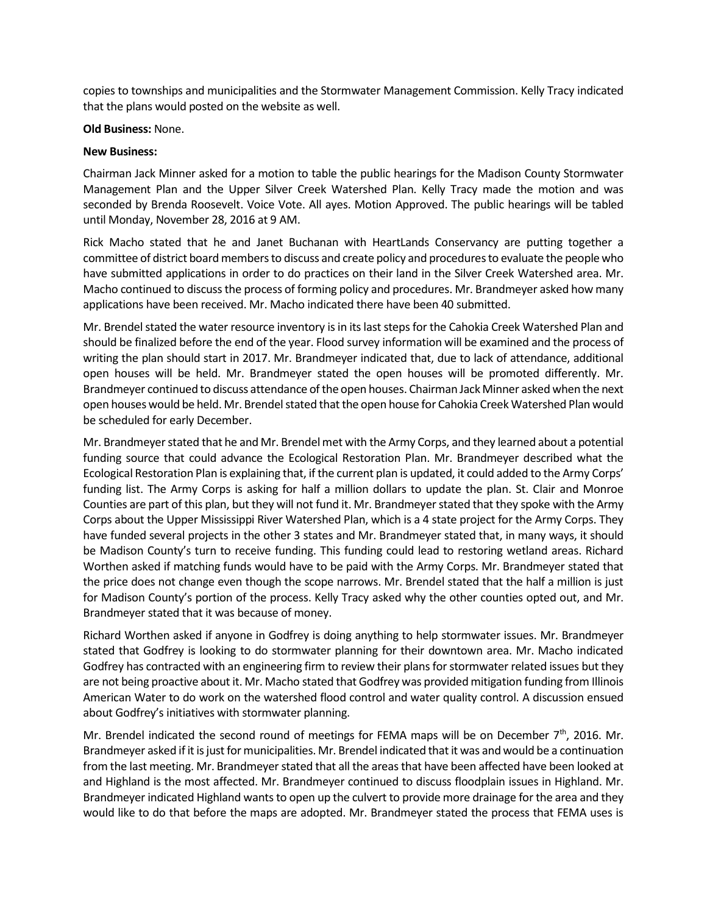copies to townships and municipalities and the Stormwater Management Commission. Kelly Tracy indicated that the plans would posted on the website as well.

**Old Business:** None.

**New Business:**

Chairman Jack Minner asked for a motion to table the public hearings for the Madison County Stormwater Management Plan and the Upper Silver Creek Watershed Plan. Kelly Tracy made the motion and was seconded by Brenda Roosevelt. Voice Vote. All ayes. Motion Approved. The public hearings will be tabled until Monday, November 28, 2016 at 9 AM.

Rick Macho stated that he and Janet Buchanan with HeartLands Conservancy are putting together a committee of district board members to discuss and create policy and procedures to evaluate the people who have submitted applications in order to do practices on their land in the Silver Creek Watershed area. Mr. Macho continued to discuss the process of forming policy and procedures. Mr. Brandmeyer asked how many applications have been received. Mr. Macho indicated there have been 40 submitted.

Mr. Brendel stated the water resource inventory is in its last steps for the Cahokia Creek Watershed Plan and should be finalized before the end of the year. Flood survey information will be examined and the process of writing the plan should start in 2017. Mr. Brandmeyer indicated that, due to lack of attendance, additional open houses will be held. Mr. Brandmeyer stated the open houses will be promoted differently. Mr. Brandmeyer continued to discuss attendance of the open houses. Chairman Jack Minner asked when the next open houses would be held. Mr. Brendel stated that the open house for Cahokia Creek Watershed Plan would be scheduled for early December.

Mr. Brandmeyer stated that he and Mr. Brendel met with the Army Corps, and they learned about a potential funding source that could advance the Ecological Restoration Plan. Mr. Brandmeyer described what the Ecological Restoration Plan is explaining that, if the current plan is updated, it could added to the Army Corps' funding list. The Army Corps is asking for half a million dollars to update the plan. St. Clair and Monroe Counties are part of this plan, but they will not fund it. Mr. Brandmeyer stated that they spoke with the Army Corps about the Upper Mississippi River Watershed Plan, which is a 4 state project for the Army Corps. They have funded several projects in the other 3 states and Mr. Brandmeyer stated that, in many ways, it should be Madison County's turn to receive funding. This funding could lead to restoring wetland areas. Richard Worthen asked if matching funds would have to be paid with the Army Corps. Mr. Brandmeyer stated that the price does not change even though the scope narrows. Mr. Brendel stated that the half a million is just for Madison County's portion of the process. Kelly Tracy asked why the other counties opted out, and Mr. Brandmeyer stated that it was because of money.

Richard Worthen asked if anyone in Godfrey is doing anything to help stormwater issues. Mr. Brandmeyer stated that Godfrey is looking to do stormwater planning for their downtown area. Mr. Macho indicated Godfrey has contracted with an engineering firm to review their plans for stormwater related issues but they are not being proactive about it. Mr. Macho stated that Godfrey was provided mitigation funding from Illinois American Water to do work on the watershed flood control and water quality control. A discussion ensued about Godfrey's initiatives with stormwater planning.

Mr. Brendel indicated the second round of meetings for FEMA maps will be on December 7th, 2016. Mr. Brandmeyer asked if it is just for municipalities. Mr. Brendel indicated that it was and would be a continuation from the last meeting. Mr. Brandmeyer stated that all the areas that have been affected have been looked at and Highland is the most affected. Mr. Brandmeyer continued to discuss floodplain issues in Highland. Mr. Brandmeyer indicated Highland wants to open up the culvert to provide more drainage for the area and they would like to do that before the maps are adopted. Mr. Brandmeyer stated the process that FEMA uses is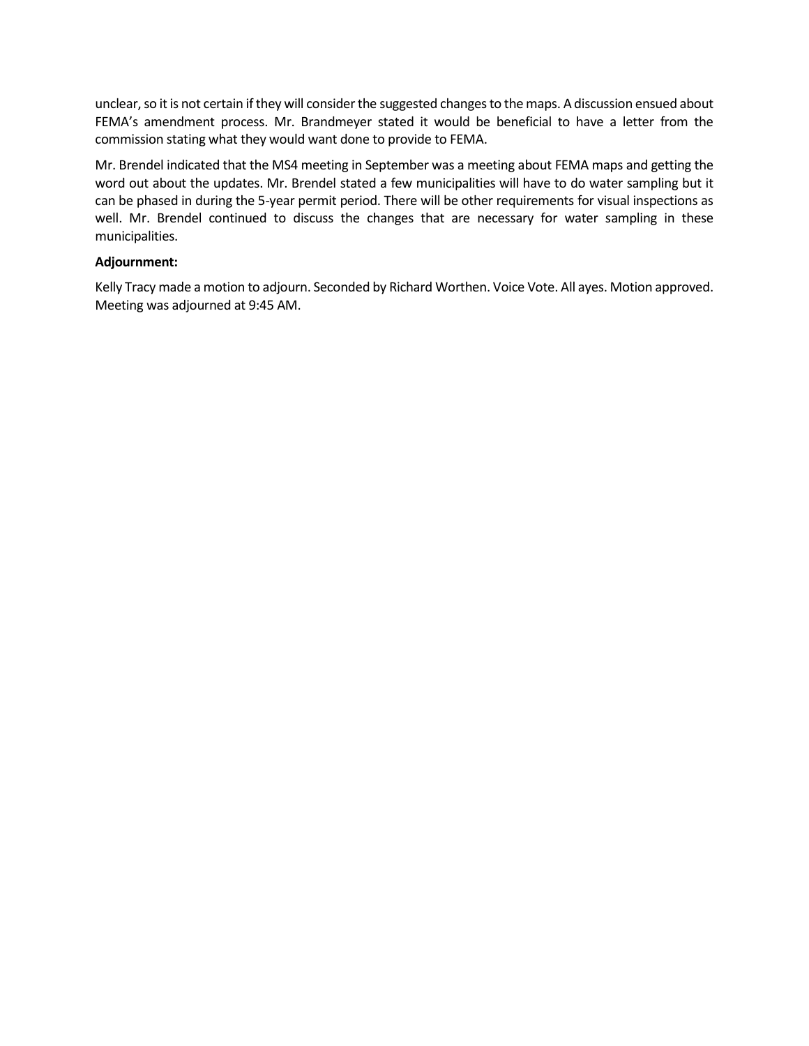unclear, so it is not certain if they will consider the suggested changes to the maps. A discussion ensued about FEMA's amendment process. Mr. Brandmeyer stated it would be beneficial to have a letter from the commission stating what they would want done to provide to FEMA.

Mr. Brendel indicated that the MS4 meeting in September was a meeting about FEMA maps and getting the word out about the updates. Mr. Brendel stated a few municipalities will have to do water sampling but it can be phased in during the 5-year permit period. There will be other requirements for visual inspections as well. Mr. Brendel continued to discuss the changes that are necessary for water sampling in these municipalities.

**Adjournment:**

Kelly Tracy made a motion to adjourn. Seconded by Richard Worthen. Voice Vote. All ayes. Motion approved. Meeting was adjourned at 9:45 AM.